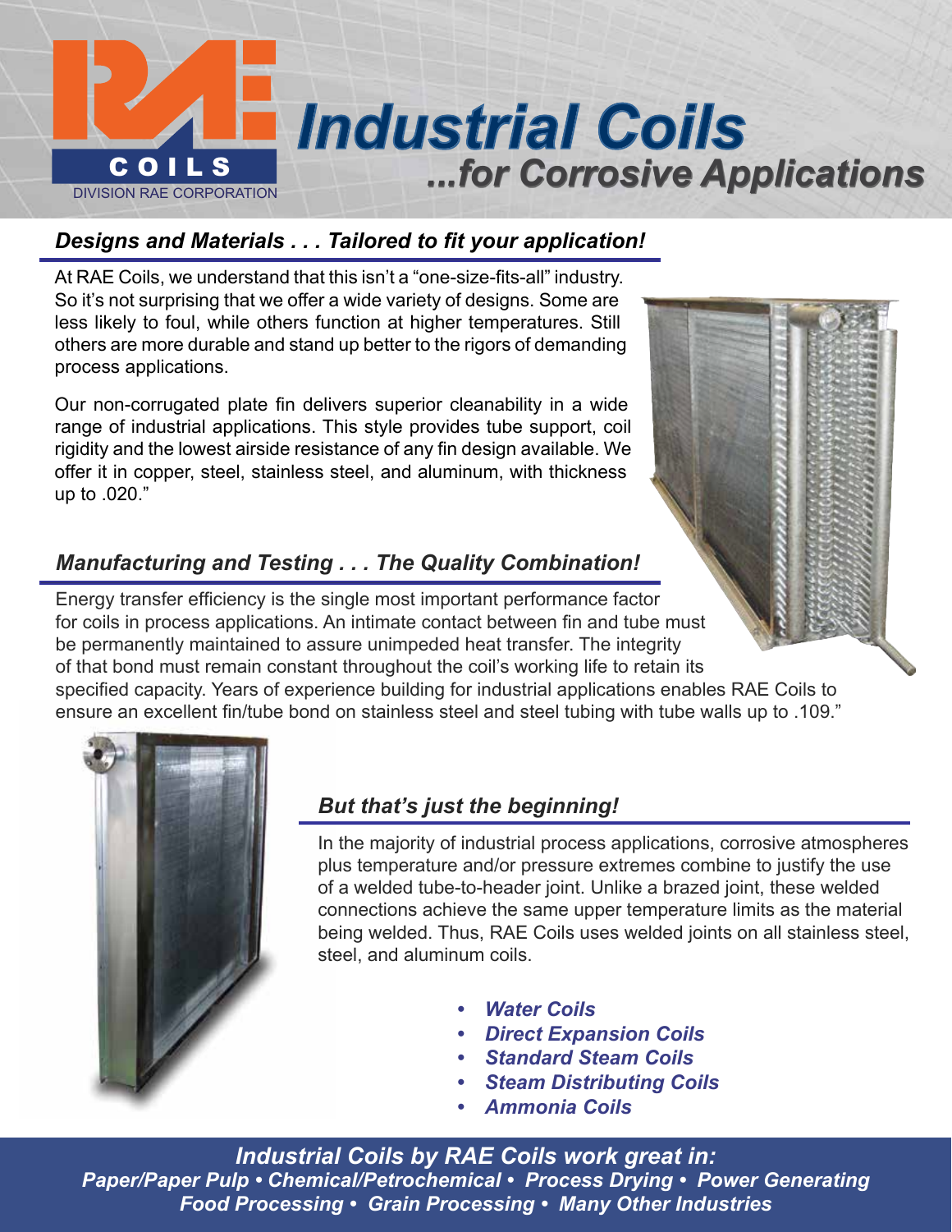RAE COILS

DIVISION RAE CORPORATION

# Industrial Coils

## ...for Corrosive Applications

### *Designs and Materials . . . Tailored to fit your application!*

At RAE Coils, we understand that this isn't a "one-size-fits-all" industry. So it's not surprising that we offer a wide variety of designs. Some are less likely to foul, while others function at higher temperatures. Still others are more durable and stand up better to the rigors of demanding process applications.

Our non-corrugated plate fin delivers superior cleanability in a wide range of industrial applications. This style provides tube support, coil rigidity and the lowest airside resistance of any fin design available. We offer it in copper, steel, stainless steel, and aluminum, with thickness up to .020."

### *Manufacturing and Testing . . . The Quality Combination!*

Energy transfer efficiency is the single most important performance factor for coils in process applications. An intimate contact between fin and tube must be permanently maintained to assure unimpeded heat transfer. The integrity of that bond must remain constant throughout the coil's working life to retain its specified capacity. Years of experience building for industrial applications enables RAE Coils to ensure an excellent fin/tube bond on stainless steel and steel tubing with tube walls up to .109."

### *But that's just the beginning!*

In the majority of industrial process applications, corrosive atmospheres plus temperature and/or pressure extremes combine to justify the use of a welded tube-to-header joint. Unlike a brazed joint, these welded connections achieve the same upper temperature limits as the material being welded. Thus, RAE Coils uses welded joints on all stainless steel, steel, and aluminum coils.

- ***Water Coils***
- ***Direct Expansion Coils***
- ***Standard Steam Coils***
- ***Steam Distributing Coils***
- ***Ammonia Coils***

***Industrial Coils by RAE Coils work great in:***
***Paper/Paper Pulp • Chemical/Petrochemical • Process Drying • Power Generating Food Processing • Grain Processing • Many Other Industries***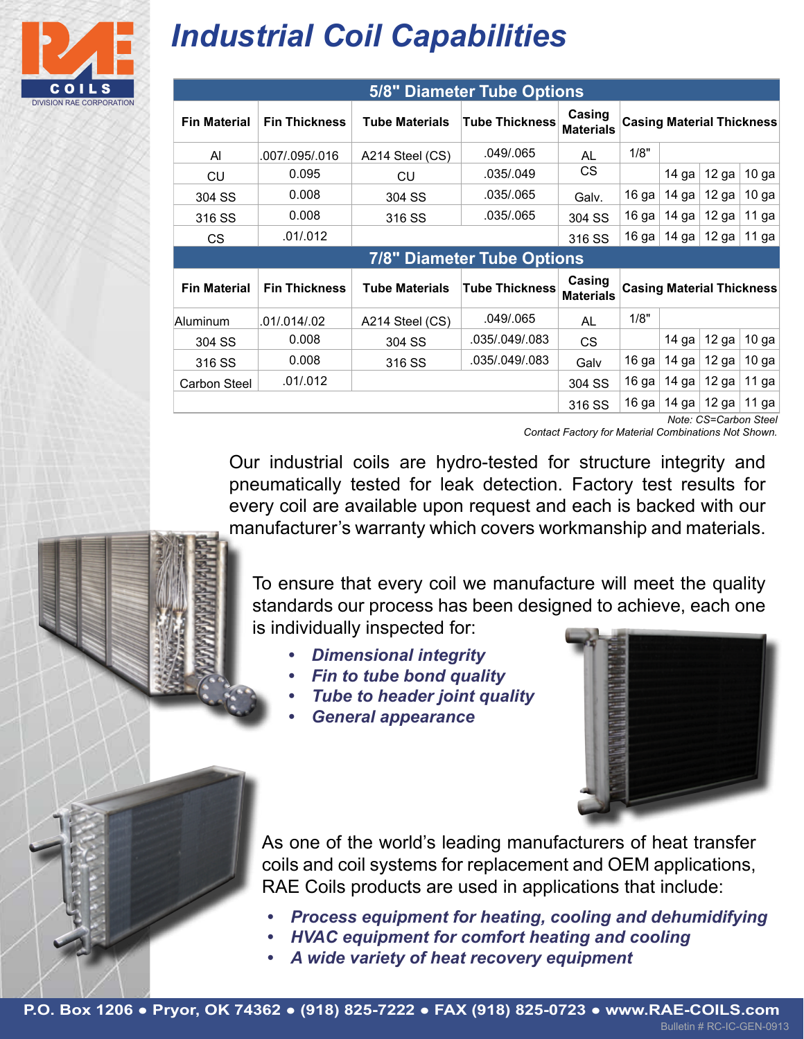# Industrial Coil Capabilities

| 5/8" Diameter Tube Options | | | | | | | | |
|---|---|---|---|---|---|---|---|---|
| Fin Material | Fin Thickness | Tube Materials | Tube Thickness | Casing Materials | Casing Material Thickness | | | |
| Al | .007/.095/.016 | A214 Steel (CS) | .049/.065 | AL | 1/8" | | | |
| CU | 0.095 | CU | .035/.049 | CS | | 14 ga | 12 ga | 10 ga |
| 304 SS | 0.008 | 304 SS | .035/.065 | Galv. | 16 ga | 14 ga | 12 ga | 10 ga |
| 316 SS | 0.008 | 316 SS | .035/.065 | 304 SS | 16 ga | 14 ga | 12 ga | 11 ga |
| CS | .01/.012 | | | 316 SS | 16 ga | 14 ga | 12 ga | 11 ga |

| 7/8" Diameter Tube Options | | | | | | | | |
|---|---|---|---|---|---|---|---|---|
| Fin Material | Fin Thickness | Tube Materials | Tube Thickness | Casing Materials | Casing Material Thickness | | | |
| Aluminum | .01/.014/.02 | A214 Steel (CS) | .049/.065 | AL | 1/8" | | | |
| 304 SS | 0.008 | 304 SS | .035/.049/.083 | CS | | 14 ga | 12 ga | 10 ga |
| 316 SS | 0.008 | 316 SS | .035/.049/.083 | Galv | 16 ga | 14 ga | 12 ga | 10 ga |
| Carbon Steel | .01/.012 | | | 304 SS | 16 ga | 14 ga | 12 ga | 11 ga |
| | | | | 316 SS | 16 ga | 14 ga | 12 ga | 11 ga |

*Note: CS=Carbon Steel*

*Contact Factory for Material Combinations Not Shown.*

Our industrial coils are hydro-tested for structure integrity and pneumatically tested for leak detection. Factory test results for every coil are available upon request and each is backed with our manufacturer's warranty which covers workmanship and materials.

To ensure that every coil we manufacture will meet the quality standards our process has been designed to achieve, each one is individually inspected for:

- ***Dimensional integrity***
- ***Fin to tube bond quality***
- ***Tube to header joint quality***
- ***General appearance***

As one of the world's leading manufacturers of heat transfer coils and coil systems for replacement and OEM applications, RAE Coils products are used in applications that include:

- ***Process equipment for heating, cooling and dehumidifying***
- ***HVAC equipment for comfort heating and cooling***
- ***A wide variety of heat recovery equipment***

**P.O. Box 1206 • Pryor, OK 74362 • (918) 825-7222 • FAX (918) 825-0723 • www.RAE-COILS.com**

Bulletin # RC-IC-GEN-0913